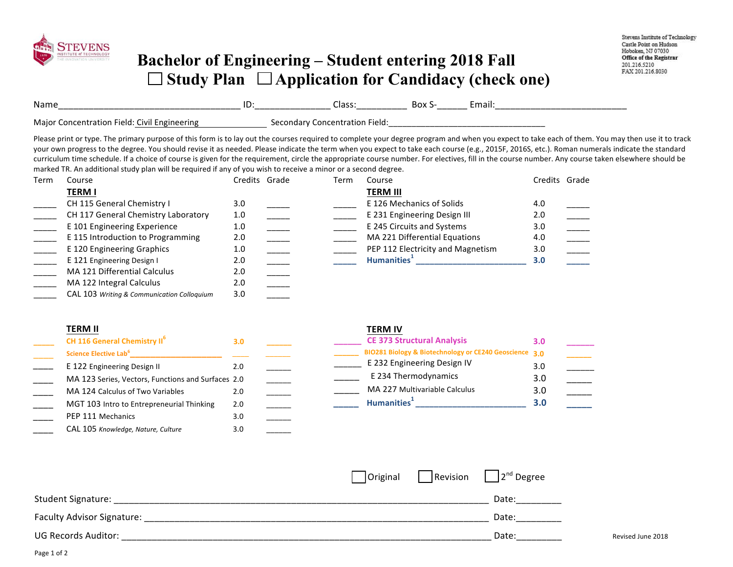STEVENS INSTITUTE of TECHNOLOGY

Stevens Institute of Technology
Castle Point on Hudson
Hoboken, NJ 07030
**Office of the Registrar**
201.216.5210
FAX 201.216.8030

# Bachelor of Engineering – Student entering 2018 Fall

## ☐ Study Plan ☐ Application for Candidacy (check one)

Name_____________________________ ID:_______________ Class:__________ Box S-______ Email:__________________________

Major Concentration Field: Civil Engineering Secondary Concentration Field:_________________________________

Please print or type. The primary purpose of this form is to lay out the courses required to complete your degree program and when you expect to take each of them. You may then use it to track your own progress to the degree. You should revise it as needed. Please indicate the term when you expect to take each course (e.g., 2015F, 2016S, etc.). Roman numerals indicate the standard curriculum time schedule. If a choice of course is given for the requirement, circle the appropriate course number. For electives, fill in the course number. Any course taken elsewhere should be marked TR. An additional study plan will be required if any of you wish to receive a minor or a second degree.

| Term | Course | Credits | Grade |
|---|---|---|---|
| | **TERM I** | | |
| _____ | CH 115 General Chemistry I | 3.0 | _____ |
| _____ | CH 117 General Chemistry Laboratory | 1.0 | _____ |
| _____ | E 101 Engineering Experience | 1.0 | _____ |
| _____ | E 115 Introduction to Programming | 2.0 | _____ |
| _____ | E 120 Engineering Graphics | 1.0 | _____ |
| _____ | E 121 Engineering Design I | 2.0 | _____ |
| _____ | MA 121 Differential Calculus | 2.0 | _____ |
| _____ | MA 122 Integral Calculus | 2.0 | _____ |
| _____ | CAL 103 *Writing & Communication Colloquium* | 3.0 | _____ |
| | **TERM II** | | |
| _____ | CH 116 General Chemistry II[6] | 3.0 | _____ |
| _____ | Science Elective Lab[6]_______________ | _____ | _____ |
| _____ | E 122 Engineering Design II | 2.0 | _____ |
| _____ | MA 123 Series, Vectors, Functions and Surfaces | 2.0 | _____ |
| _____ | MA 124 Calculus of Two Variables | 2.0 | _____ |
| _____ | MGT 103 Intro to Entrepreneurial Thinking | 2.0 | _____ |
| _____ | PEP 111 Mechanics | 3.0 | _____ |
| _____ | CAL 105 *Knowledge, Nature, Culture* | 3.0 | _____ |

| Term | Course | Credits | Grade |
|---|---|---|---|
| | **TERM III** | | |
| _____ | E 126 Mechanics of Solids | 4.0 | _____ |
| _____ | E 231 Engineering Design III | 2.0 | _____ |
| _____ | E 245 Circuits and Systems | 3.0 | _____ |
| _____ | MA 221 Differential Equations | 4.0 | _____ |
| _____ | PEP 112 Electricity and Magnetism | 3.0 | _____ |
| _____ | Humanities[1] _______________________ | 3.0 | _____ |
| | **TERM IV** | | |
| _____ | CE 373 Structural Analysis | 3.0 | _____ |
| _____ | BIO281 Biology & Biotechnology or CE240 Geoscience | 3.0 | _____ |
| _____ | E 232 Engineering Design IV | 3.0 | _____ |
| _____ | E 234 Thermodynamics | 3.0 | _____ |
| _____ | MA 227 Multivariable Calculus | 3.0 | _____ |
| _____ | Humanities[1] _______________________ | 3.0 | _____ |

☐ Original ☐ Revision ☐ 2nd Degree

Student Signature: ___________________________________________ Date:_________

Faculty Advisor Signature: ____________________________________ Date:_________

UG Records Auditor: _________________________________________ Date:_________

Revised June 2018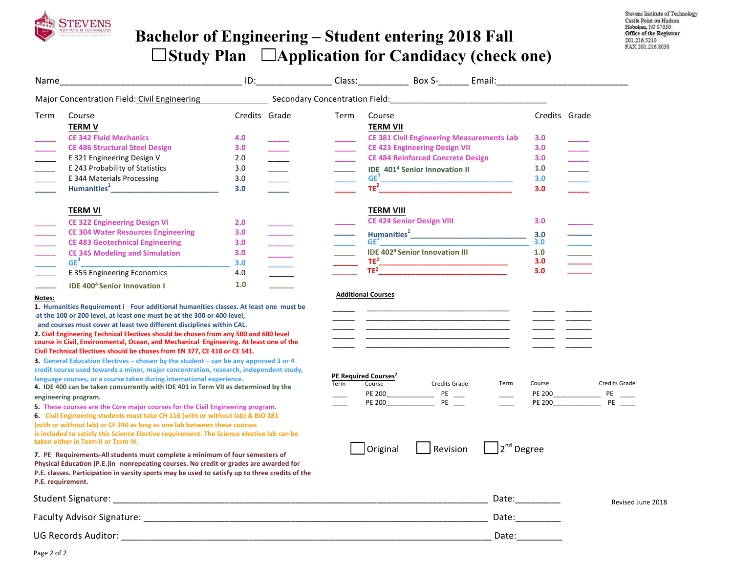# Bachelor of Engineering – Student entering 2018 Fall

☐ Study Plan ☐ Application for Candidacy (check one)

Stevens Institute of Technology
Castle Point on Hudson
Hoboken, NJ 07030
Office of the Registrar
201.216.5210
FAX 201.216.8030

Name______________________________________ ID:_______________ Class:__________ Box S-______ Email:___________________________

Major Concentration Field: Civil Engineering Secondary Concentration Field:_________________________________

| Term | Course | Credits | Grade |
|---|---|---|---|
| | **TERM V** | | |
| _____ | CE 342 Fluid Mechanics | 4.0 | _____ |
| _____ | CE 486 Structural Steel Design | 3.0 | _____ |
| _____ | E 321 Engineering Design V | 2.0 | _____ |
| _____ | E 243 Probability of Statistics | 3.0 | _____ |
| _____ | E 344 Materials Processing | 3.0 | _____ |
| _____ | Humanities[1]__________________________ | 3.0 | _____ |
| | **TERM VI** | | |
| _____ | CE 322 Engineering Design VI | 2.0 | _____ |
| _____ | CE 304 Water Resources Engineering | 3.0 | _____ |
| _____ | CE 483 Geotechnical Engineering | 3.0 | _____ |
| _____ | CE 345 Modeling and Simulation | 3.0 | _____ |
| _____ | GE[3]_____________________________________ | 3.0 | _____ |
| _____ | E 355 Engineering Economics | 4.0 | _____ |
| _____ | IDE 400[4] Senior Innovation I | 1.0 | _____ |

| Term | Course | Credits | Grade |
|---|---|---|---|
| | **TERM VII** | | |
| _____ | CE 381 Civil Engineering Measurements Lab | 3.0 | _____ |
| _____ | CE 423 Engineering Design VII | 3.0 | _____ |
| _____ | CE 484 Reinforced Concrete Design | 3.0 | _____ |
| _____ | IDE 401[4] Senior Innovation II | 1.0 | _____ |
| _____ | GE[3]_________________________________ | 3.0 | _____ |
| _____ | TE[2]_________________________________ | 3.0 | _____ |
| | **TERM VIII** | | |
| _____ | CE 424 Senior Design VIII | 3.0 | _____ |
| _____ | Humanities[1]____________________________ | 3.0 | _____ |
| _____ | GE[3]_____________________________________ | 3.0 | _____ |
| _____ | IDE 402[4] Senior Innovation III | 1.0 | _____ |
| _____ | TE[2]_________________________________ | 3.0 | _____ |
| _____ | TE[2]_________________________________ | 3.0 | _____ |

**Additional Courses**

| | | | |
|---|---|---|---|
| _____ | ___________________________________ | _____ | ______ |
| _____ | ___________________________________ | _____ | ______ |
| _____ | ___________________________________ | _____ | ______ |
| _____ | ___________________________________ | _____ | ______ |
| _____ | ___________________________________ | _____ | ______ |

**PE Required Courses[7]**

| Term | Course | Credits | Grade | Term | Course | Credits | Grade |
|---|---|---|---|---|---|---|---|
| ____ | PE 200_____________ | PE | ___ | ____ | PE 200_____________ | PE | ___ |
| ____ | PE 200_____________ | PE | ___ | ____ | PE 200_____________ | PE | ___ |

☐ Original ☐ Revision ☐ 2nd Degree

**Notes:**

1. Humanities Requirement i Four additional humanities classes. At least one must be at the 100 or 200 level, at least one must be at the 300 or 400 level, and courses must cover at least two different disciplines within CAL.
2. Civil Engineering Technical Electives should be chosen from any 500 and 600 level course in Civil, Environmental, Ocean, and Mechanical Engineering. At least one of the Civil Technical Electives should be choses from EN 377, CE 410 or CE 541.
3. General Education Electives – chosen by the student – can be any approved 3 or 4 credit course used towards a minor, major concentration, research, independent study, language courses, or a course taken during international experience.
4. IDE 400 can be taken concurrently with IDE 401 in Term VII as determined by the engineering program.
5. These courses are the Core major courses for the Civil Engineering program.
6. Civil Engineering students must take CH 116 (with or without lab) & BIO 281 (with or without lab) or CE 240 as long as one lab between these courses is included to satisfy this Science Elective requirement. The Science elective lab can be taken either in Term II or Term IV.
7. PE Requirements-All students must complete a minimum of four semesters of Physical Education (P.E.)in nonrepeating courses. No credit or grades are awarded for P.E. classes. Participation in varsity sports may be used to satisfy up to three credits of the P.E. requirement.

Student Signature: ____________________________________________________________________________ Date:_________

Faculty Advisor Signature: _____________________________________________________________________ Date:_________

UG Records Auditor: __________________________________________________________________________ Date:_________

Revised June 2018